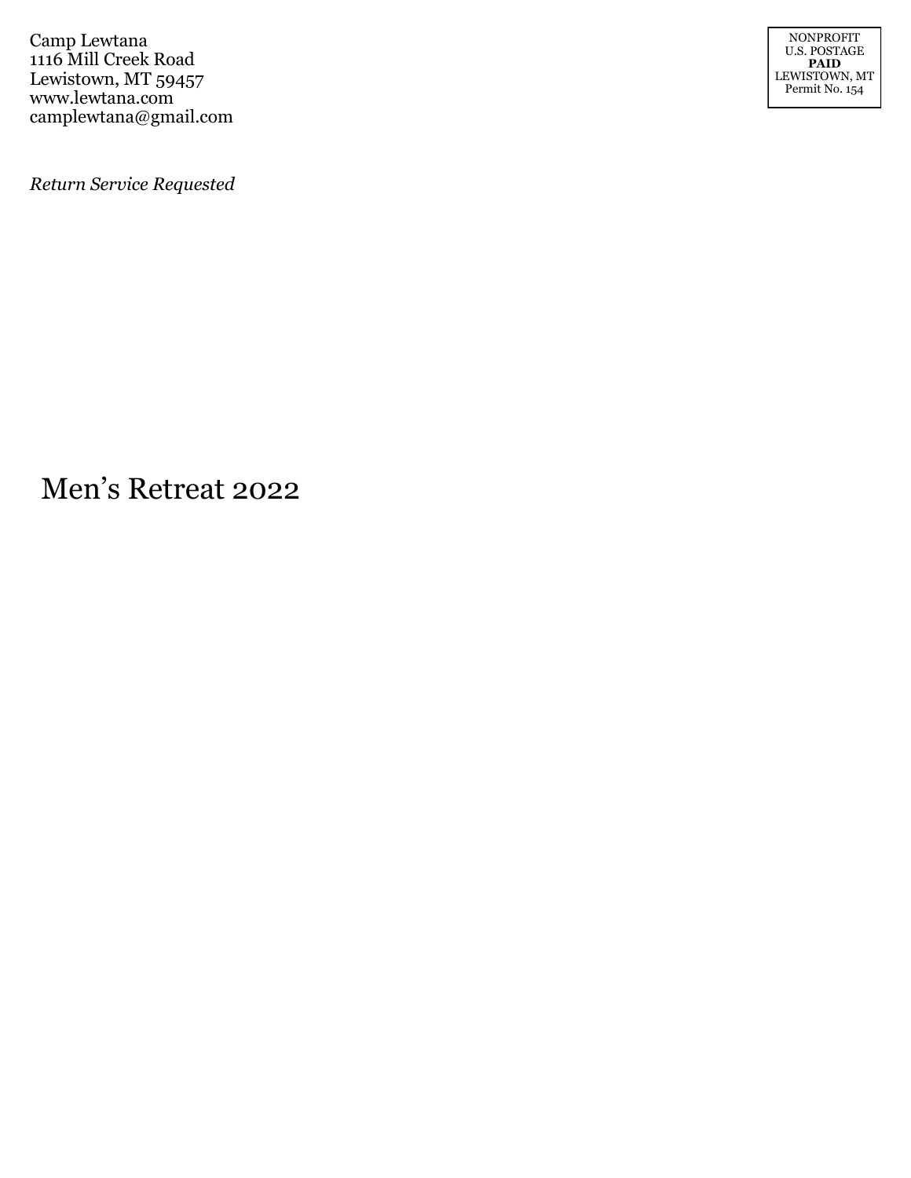Camp Lewtana
1116 Mill Creek Road
Lewistown, MT 59457
www.lewtana.com
camplewtana@gmail.com

NONPROFIT
U.S. POSTAGE
**PAID**
LEWISTOWN, MT
Permit No. 154

*Return Service Requested*

# Men's Retreat 2022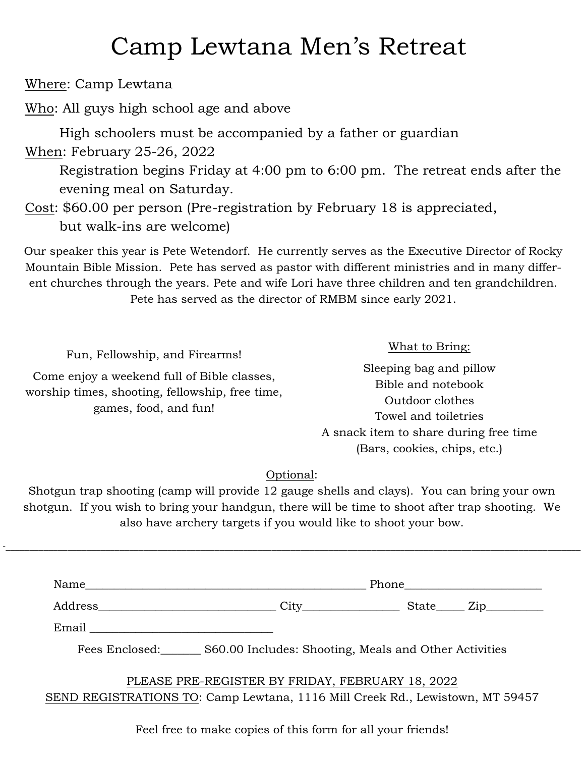# Camp Lewtana Men's Retreat

Where: Camp Lewtana

Who: All guys high school age and above

High schoolers must be accompanied by a father or guardian

When: February 25-26, 2022

Registration begins Friday at 4:00 pm to 6:00 pm. The retreat ends after the evening meal on Saturday.

Cost: $60.00 per person (Pre-registration by February 18 is appreciated, but walk-ins are welcome)

Our speaker this year is Pete Wetendorf. He currently serves as the Executive Director of Rocky Mountain Bible Mission. Pete has served as pastor with different ministries and in many different churches through the years. Pete and wife Lori have three children and ten grandchildren. Pete has served as the director of RMBM since early 2021.

Fun, Fellowship, and Firearms!

Come enjoy a weekend full of Bible classes, worship times, shooting, fellowship, free time, games, food, and fun!

What to Bring:

Sleeping bag and pillow
Bible and notebook
Outdoor clothes
Towel and toiletries
A snack item to share during free time
(Bars, cookies, chips, etc.)

Optional:

Shotgun trap shooting (camp will provide 12 gauge shells and clays). You can bring your own shotgun. If you wish to bring your handgun, there will be time to shoot after trap shooting. We also have archery targets if you would like to shoot your bow.

---

Name_______________________________________________ Phone______________________

Address_____________________________ City_______________ State_____ Zip_________

Email _____________________________

Fees Enclosed:_______ $60.00 Includes: Shooting, Meals and Other Activities

PLEASE PRE-REGISTER BY FRIDAY, FEBRUARY 18, 2022

SEND REGISTRATIONS TO: Camp Lewtana, 1116 Mill Creek Rd., Lewistown, MT 59457

Feel free to make copies of this form for all your friends!